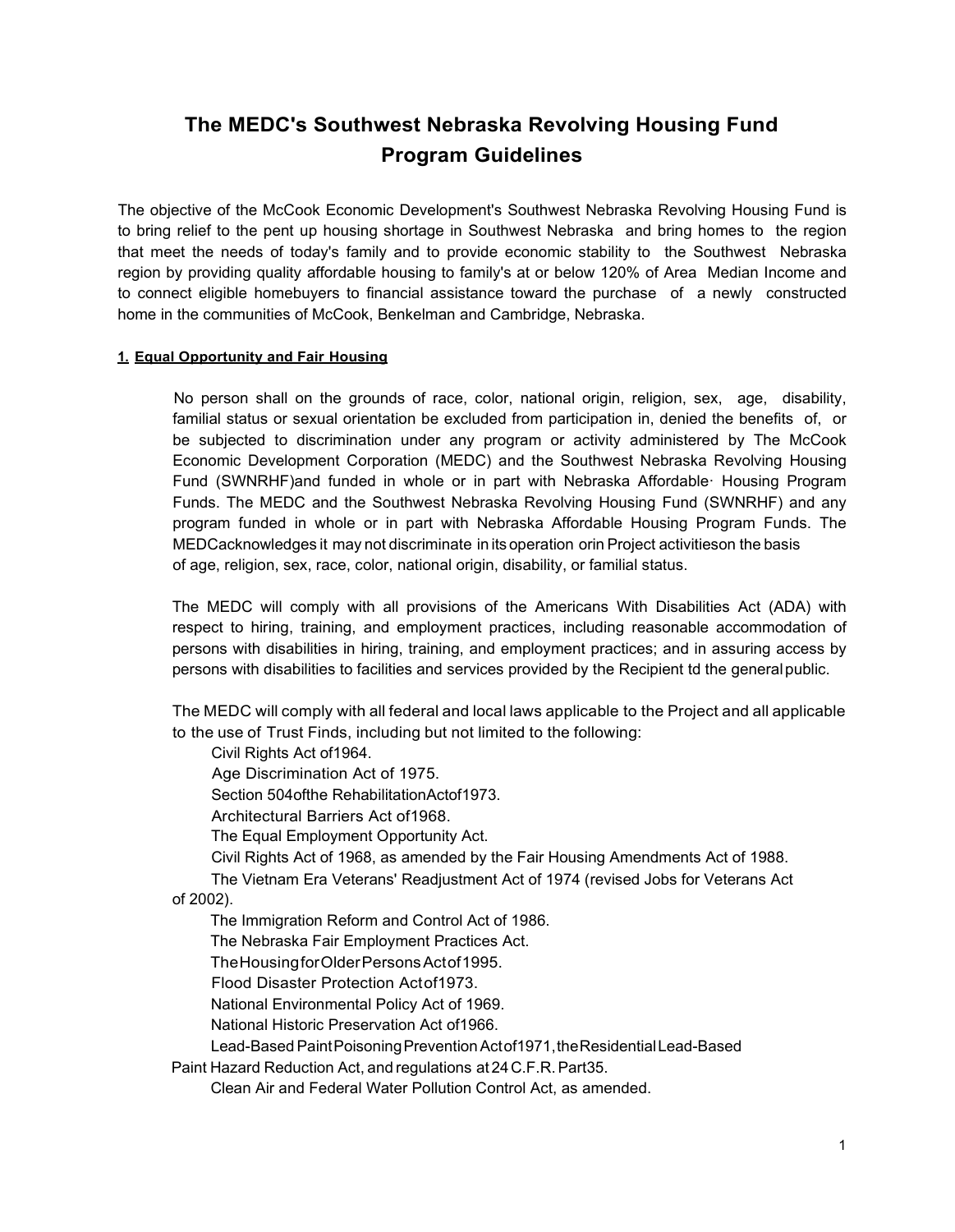# The MEDC's Southwest Nebraska Revolving Housing Fund Program Guidelines

The objective of the McCook Economic Development's Southwest Nebraska Revolving Housing Fund is to bring relief to the pent up housing shortage in Southwest Nebraska and bring homes to the region that meet the needs of today's family and to provide economic stability to the Southwest Nebraska region by providing quality affordable housing to family's at or below 120% of Area Median Income and to connect eligible homebuyers to financial assistance toward the purchase of a newly constructed home in the communities of McCook, Benkelman and Cambridge, Nebraska.

**1. Equal Opportunity and Fair Housing**

No person shall on the grounds of race, color, national origin, religion, sex, age, disability, familial status or sexual orientation be excluded from participation in, denied the benefits of, or be subjected to discrimination under any program or activity administered by The McCook Economic Development Corporation (MEDC) and the Southwest Nebraska Revolving Housing Fund (SWNRHF)and funded in whole or in part with Nebraska Affordable· Housing Program Funds. The MEDC and the Southwest Nebraska Revolving Housing Fund (SWNRHF) and any program funded in whole or in part with Nebraska Affordable Housing Program Funds. The MEDCacknowledges it may not discriminate in its operation orin Project activitieson the basis of age, religion, sex, race, color, national origin, disability, or familial status.

The MEDC will comply with all provisions of the Americans With Disabilities Act (ADA) with respect to hiring, training, and employment practices, including reasonable accommodation of persons with disabilities in hiring, training, and employment practices; and in assuring access by persons with disabilities to facilities and services provided by the Recipient td the general public.

The MEDC will comply with all federal and local laws applicable to the Project and all applicable to the use of Trust Finds, including but not limited to the following:

Civil Rights Act of1964.
Age Discrimination Act of 1975.
Section 504ofthe RehabilitationActof1973.
Architectural Barriers Act of1968.
The Equal Employment Opportunity Act.
Civil Rights Act of 1968, as amended by the Fair Housing Amendments Act of 1988.
The Vietnam Era Veterans' Readjustment Act of 1974 (revised Jobs for Veterans Act of 2002).
The Immigration Reform and Control Act of 1986.
The Nebraska Fair Employment Practices Act.
TheHousingforOlderPersonsActof1995.
Flood Disaster Protection Actof1973.
National Environmental Policy Act of 1969.
National Historic Preservation Act of1966.
Lead-Based PaintPoisoningPreventionActof1971,theResidentialLead-Based Paint Hazard Reduction Act, and regulations at 24 C.F.R. Part35.
Clean Air and Federal Water Pollution Control Act, as amended.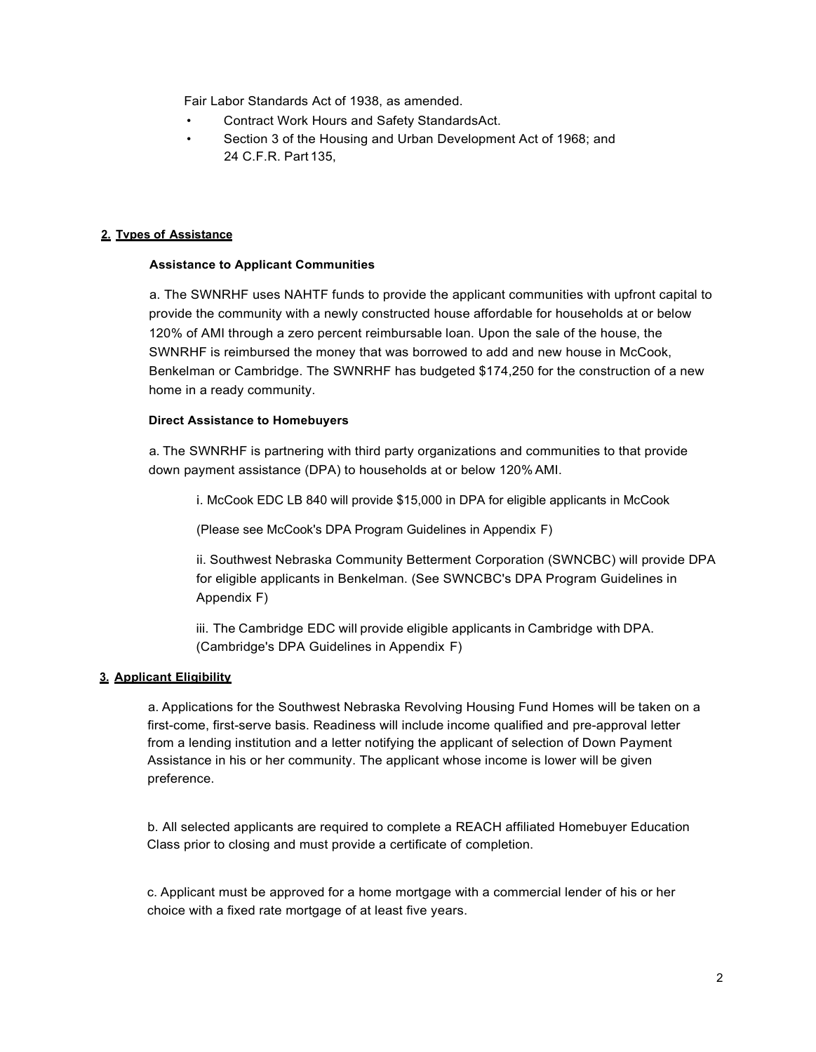Fair Labor Standards Act of 1938, as amended.

- Contract Work Hours and Safety StandardsAct.
- Section 3 of the Housing and Urban Development Act of 1968; and 24 C.F.R. Part 135,

## 2. Types of Assistance

**Assistance to Applicant Communities**

a. The SWNRHF uses NAHTF funds to provide the applicant communities with upfront capital to provide the community with a newly constructed house affordable for households at or below 120% of AMI through a zero percent reimbursable loan. Upon the sale of the house, the SWNRHF is reimbursed the money that was borrowed to add and new house in McCook, Benkelman or Cambridge. The SWNRHF has budgeted $174,250 for the construction of a new home in a ready community.

**Direct Assistance to Homebuyers**

a. The SWNRHF is partnering with third party organizations and communities to that provide down payment assistance (DPA) to households at or below 120% AMI.

i. McCook EDC LB 840 will provide $15,000 in DPA for eligible applicants in McCook

(Please see McCook's DPA Program Guidelines in Appendix F)

ii. Southwest Nebraska Community Betterment Corporation (SWNCBC) will provide DPA for eligible applicants in Benkelman. (See SWNCBC's DPA Program Guidelines in Appendix F)

iii. The Cambridge EDC will provide eligible applicants in Cambridge with DPA. (Cambridge's DPA Guidelines in Appendix F)

## 3. Applicant Eligibility

a. Applications for the Southwest Nebraska Revolving Housing Fund Homes will be taken on a first-come, first-serve basis. Readiness will include income qualified and pre-approval letter from a lending institution and a letter notifying the applicant of selection of Down Payment Assistance in his or her community. The applicant whose income is lower will be given preference.

b. All selected applicants are required to complete a REACH affiliated Homebuyer Education Class prior to closing and must provide a certificate of completion.

c. Applicant must be approved for a home mortgage with a commercial lender of his or her choice with a fixed rate mortgage of at least five years.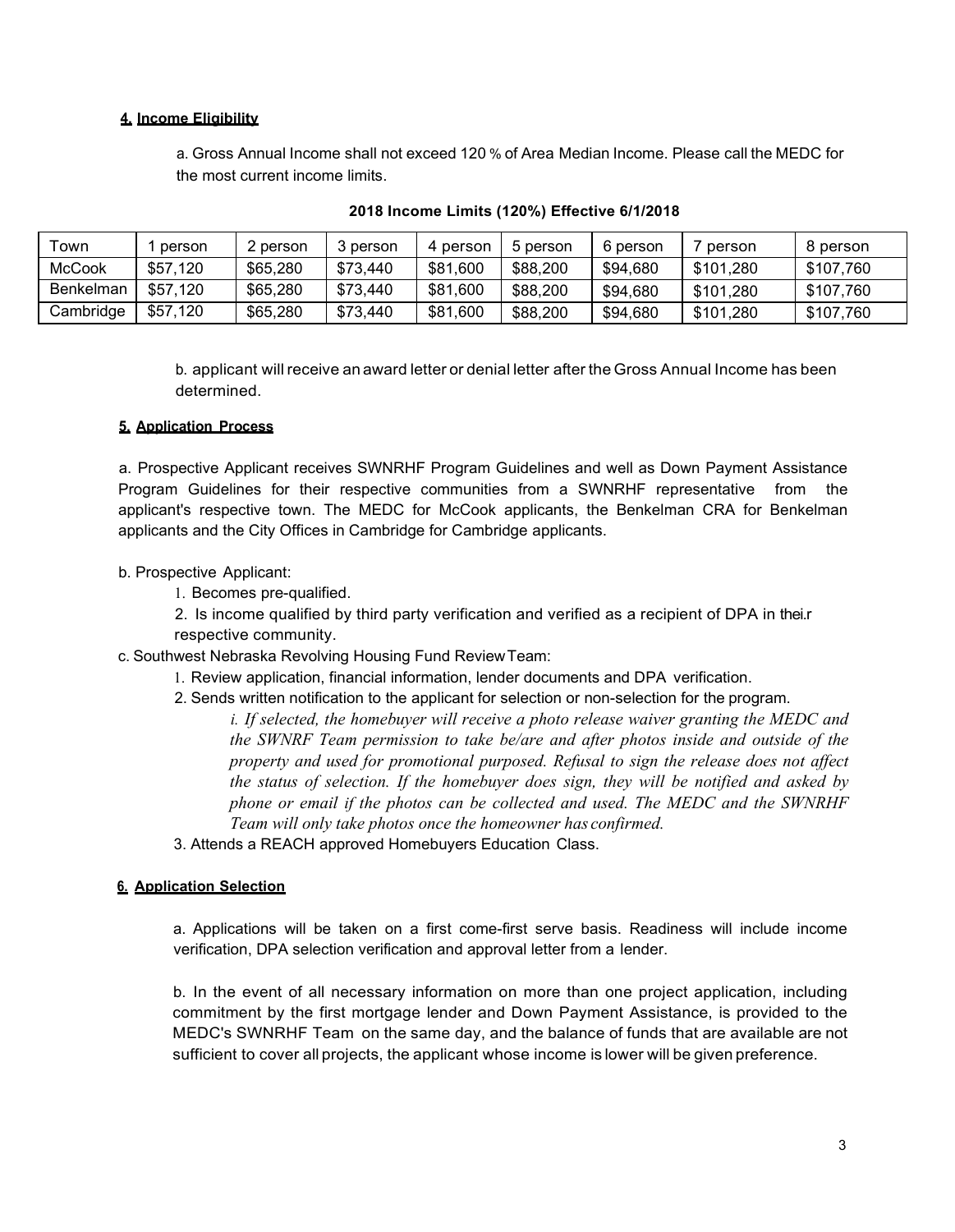**4. Income Eligibility**

a. Gross Annual Income shall not exceed 120 % of Area Median Income. Please call the MEDC for the most current income limits.

**2018 Income Limits (120%) Effective 6/1/2018**

| Town | 1 person | 2 person | 3 person | 4 person | 5 person | 6 person | 7 person | 8 person |
|---|---|---|---|---|---|---|---|---|
| McCook | $57,120 | $65,280 | $73,440 | $81,600 | $88,200 | $94,680 | $101,280 | $107,760 |
| Benkelman | $57,120 | $65,280 | $73,440 | $81,600 | $88,200 | $94,680 | $101,280 | $107,760 |
| Cambridge | $57,120 | $65,280 | $73,440 | $81,600 | $88,200 | $94,680 | $101,280 | $107,760 |

b. applicant will receive an award letter or denial letter after the Gross Annual Income has been determined.

**5. Application Process**

a. Prospective Applicant receives SWNRHF Program Guidelines and well as Down Payment Assistance Program Guidelines for their respective communities from a SWNRHF representative from the applicant's respective town. The MEDC for McCook applicants, the Benkelman CRA for Benkelman applicants and the City Offices in Cambridge for Cambridge applicants.

b. Prospective Applicant:

1. Becomes pre-qualified.
2. Is income qualified by third party verification and verified as a recipient of DPA in thei.r respective community.

c. Southwest Nebraska Revolving Housing Fund Review Team:

1. Review application, financial information, lender documents and DPA verification.
2. Sends written notification to the applicant for selection or non-selection for the program.
   *i. If selected, the homebuyer will receive a photo release waiver granting the MEDC and the SWNRF Team permission to take be/are and after photos inside and outside of the property and used for promotional purposed. Refusal to sign the release does not affect the status of selection. If the homebuyer does sign, they will be notified and asked by phone or email if the photos can be collected and used. The MEDC and the SWNRHF Team will only take photos once the homeowner has confirmed.*
3. Attends a REACH approved Homebuyers Education Class.

**6. Application Selection**

a. Applications will be taken on a first come-first serve basis. Readiness will include income verification, DPA selection verification and approval letter from a lender.

b. In the event of all necessary information on more than one project application, including commitment by the first mortgage lender and Down Payment Assistance, is provided to the MEDC's SWNRHF Team on the same day, and the balance of funds that are available are not sufficient to cover all projects, the applicant whose income is lower will be given preference.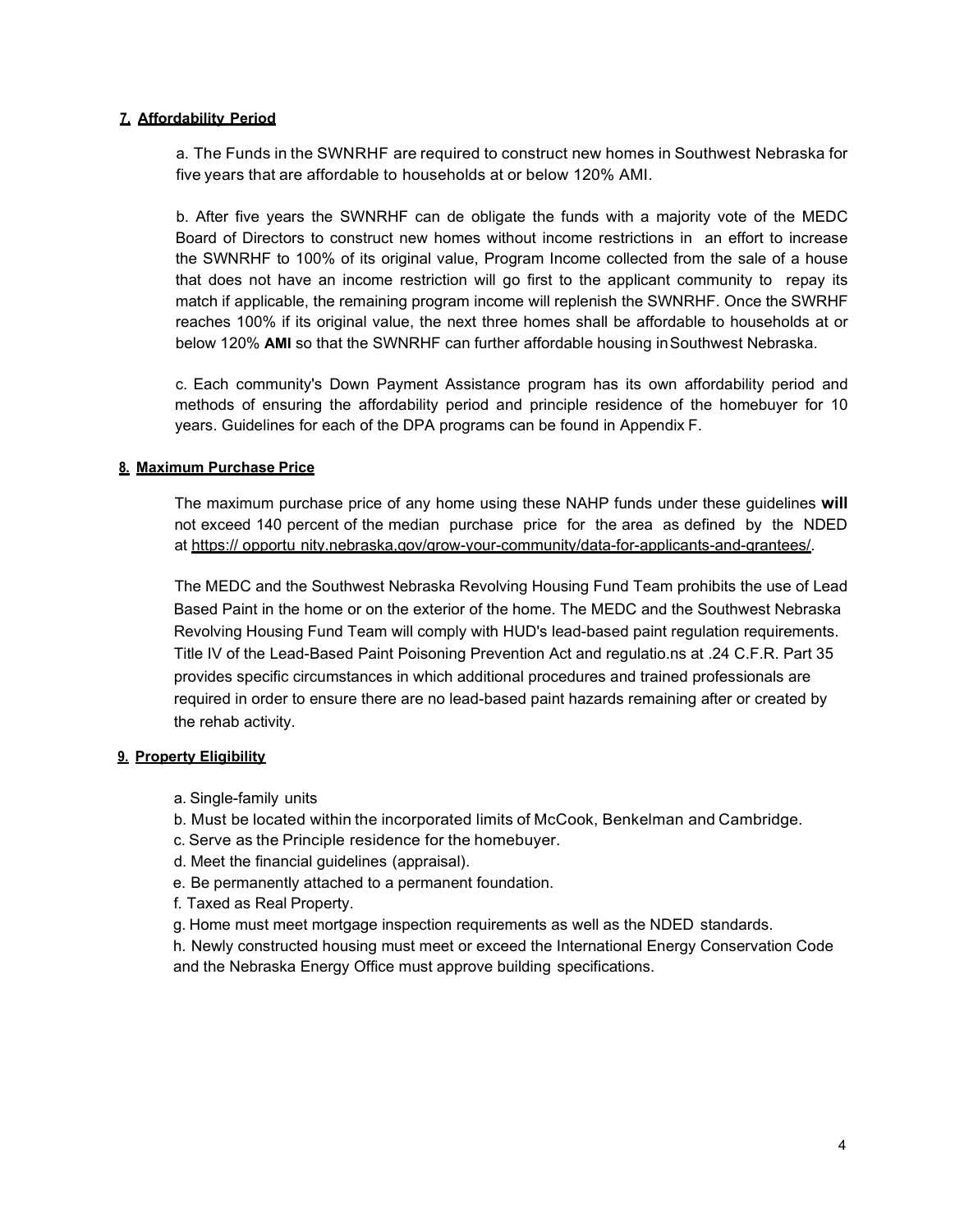## 7. Affordability Period

a. The Funds in the SWNRHF are required to construct new homes in Southwest Nebraska for five years that are affordable to households at or below 120% AMI.

b. After five years the SWNRHF can de obligate the funds with a majority vote of the MEDC Board of Directors to construct new homes without income restrictions in an effort to increase the SWNRHF to 100% of its original value, Program Income collected from the sale of a house that does not have an income restriction will go first to the applicant community to repay its match if applicable, the remaining program income will replenish the SWNRHF. Once the SWRHF reaches 100% if its original value, the next three homes shall be affordable to households at or below 120% **AMI** so that the SWNRHF can further affordable housing in Southwest Nebraska.

c. Each community's Down Payment Assistance program has its own affordability period and methods of ensuring the affordability period and principle residence of the homebuyer for 10 years. Guidelines for each of the DPA programs can be found in Appendix F.

## 8. Maximum Purchase Price

The maximum purchase price of any home using these NAHP funds under these guidelines **will** not exceed 140 percent of the median purchase price for the area as defined by the NDED at https:// opportu nity.nebraska.gov/grow-your-community/data-for-applicants-and-grantees/.

The MEDC and the Southwest Nebraska Revolving Housing Fund Team prohibits the use of Lead Based Paint in the home or on the exterior of the home. The MEDC and the Southwest Nebraska Revolving Housing Fund Team will comply with HUD's lead-based paint regulation requirements. Title IV of the Lead-Based Paint Poisoning Prevention Act and regulatio.ns at .24 C.F.R. Part 35 provides specific circumstances in which additional procedures and trained professionals are required in order to ensure there are no lead-based paint hazards remaining after or created by the rehab activity.

## 9. Property Eligibility

a. Single-family units
b. Must be located within the incorporated limits of McCook, Benkelman and Cambridge.
c. Serve as the Principle residence for the homebuyer.
d. Meet the financial guidelines (appraisal).
e. Be permanently attached to a permanent foundation.
f. Taxed as Real Property.
g. Home must meet mortgage inspection requirements as well as the NDED standards.
h. Newly constructed housing must meet or exceed the International Energy Conservation Code and the Nebraska Energy Office must approve building specifications.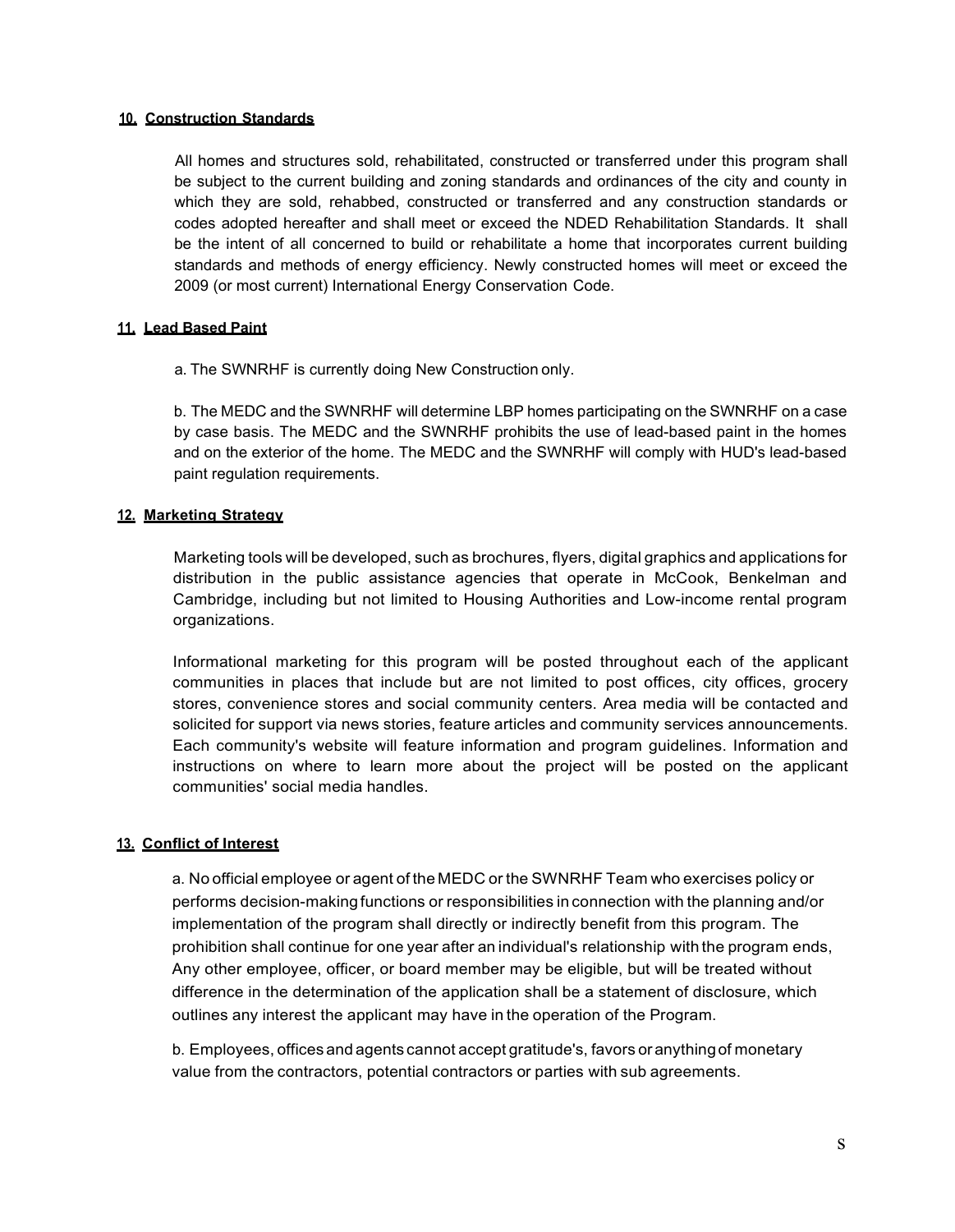**10. Construction Standards**

All homes and structures sold, rehabilitated, constructed or transferred under this program shall be subject to the current building and zoning standards and ordinances of the city and county in which they are sold, rehabbed, constructed or transferred and any construction standards or codes adopted hereafter and shall meet or exceed the NDED Rehabilitation Standards. It shall be the intent of all concerned to build or rehabilitate a home that incorporates current building standards and methods of energy efficiency. Newly constructed homes will meet or exceed the 2009 (or most current) International Energy Conservation Code.

**11. Lead Based Paint**

a. The SWNRHF is currently doing New Construction only.

b. The MEDC and the SWNRHF will determine LBP homes participating on the SWNRHF on a case by case basis. The MEDC and the SWNRHF prohibits the use of lead-based paint in the homes and on the exterior of the home. The MEDC and the SWNRHF will comply with HUD's lead-based paint regulation requirements.

**12. Marketing Strategy**

Marketing tools will be developed, such as brochures, flyers, digital graphics and applications for distribution in the public assistance agencies that operate in McCook, Benkelman and Cambridge, including but not limited to Housing Authorities and Low-income rental program organizations.

Informational marketing for this program will be posted throughout each of the applicant communities in places that include but are not limited to post offices, city offices, grocery stores, convenience stores and social community centers. Area media will be contacted and solicited for support via news stories, feature articles and community services announcements. Each community's website will feature information and program guidelines. Information and instructions on where to learn more about the project will be posted on the applicant communities' social media handles.

**13. Conflict of Interest**

a. No official employee or agent of the MEDC or the SWNRHF Team who exercises policy or performs decision-making functions or responsibilities in connection with the planning and/or implementation of the program shall directly or indirectly benefit from this program. The prohibition shall continue for one year after an individual's relationship with the program ends, Any other employee, officer, or board member may be eligible, but will be treated without difference in the determination of the application shall be a statement of disclosure, which outlines any interest the applicant may have in the operation of the Program.

b. Employees, offices and agents cannot accept gratitude's, favors or anything of monetary value from the contractors, potential contractors or parties with sub agreements.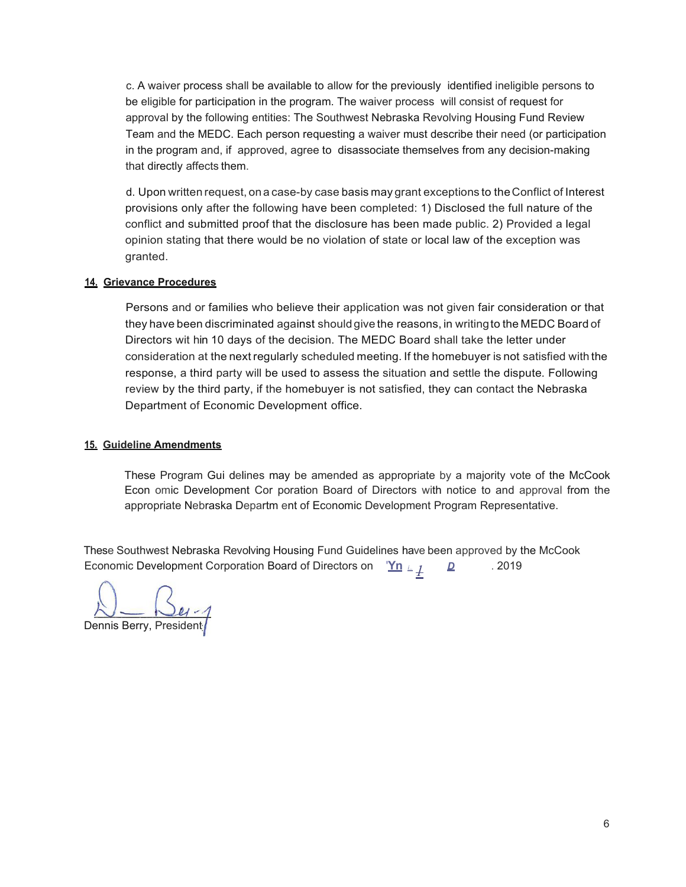c. A waiver process shall be available to allow for the previously identified ineligible persons to be eligible for participation in the program. The waiver process will consist of request for approval by the following entities: The Southwest Nebraska Revolving Housing Fund Review Team and the MEDC. Each person requesting a waiver must describe their need (or participation in the program and, if approved, agree to disassociate themselves from any decision-making that directly affects them.

d. Upon written request, on a case-by case basis may grant exceptions to the Conflict of Interest provisions only after the following have been completed: 1) Disclosed the full nature of the conflict and submitted proof that the disclosure has been made public. 2) Provided a legal opinion stating that there would be no violation of state or local law of the exception was granted.

## 14. Grievance Procedures

Persons and or families who believe their application was not given fair consideration or that they have been discriminated against should give the reasons, in writing to the MEDC Board of Directors wit hin 10 days of the decision. The MEDC Board shall take the letter under consideration at the next regularly scheduled meeting. If the homebuyer is not satisfied with the response, a third party will be used to assess the situation and settle the dispute. Following review by the third party, if the homebuyer is not satisfied, they can contact the Nebraska Department of Economic Development office.

## 15. Guideline Amendments

These Program Gui delines may be amended as appropriate by a majority vote of the McCook Econ omic Development Cor poration Board of Directors with notice to and approval from the appropriate Nebraska Departm ent of Economic Development Program Representative.

These Southwest Nebraska Revolving Housing Fund Guidelines have been approved by the McCook Economic Development Corporation Board of Directors on 'Yn - 1 D . 2019

Dennis Berry, President